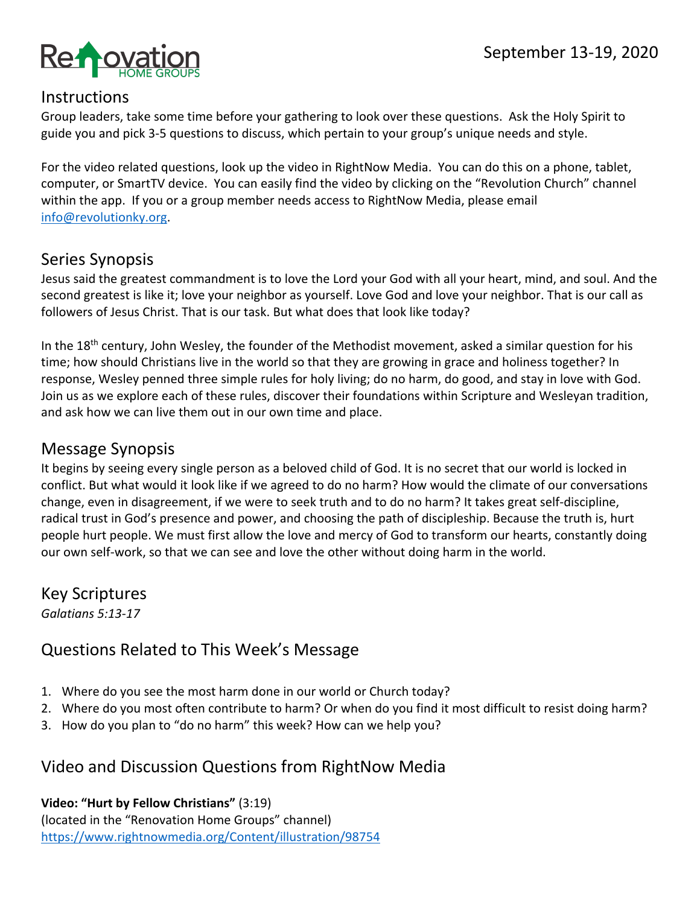Renovation HOME GROUPS

September 13-19, 2020

## Instructions

Group leaders, take some time before your gathering to look over these questions. Ask the Holy Spirit to guide you and pick 3-5 questions to discuss, which pertain to your group's unique needs and style.

For the video related questions, look up the video in RightNow Media. You can do this on a phone, tablet, computer, or SmartTV device. You can easily find the video by clicking on the "Revolution Church" channel within the app. If you or a group member needs access to RightNow Media, please email info@revolutionky.org.

## Series Synopsis

Jesus said the greatest commandment is to love the Lord your God with all your heart, mind, and soul. And the second greatest is like it; love your neighbor as yourself. Love God and love your neighbor. That is our call as followers of Jesus Christ. That is our task. But what does that look like today?

In the 18th century, John Wesley, the founder of the Methodist movement, asked a similar question for his time; how should Christians live in the world so that they are growing in grace and holiness together? In response, Wesley penned three simple rules for holy living; do no harm, do good, and stay in love with God. Join us as we explore each of these rules, discover their foundations within Scripture and Wesleyan tradition, and ask how we can live them out in our own time and place.

## Message Synopsis

It begins by seeing every single person as a beloved child of God. It is no secret that our world is locked in conflict. But what would it look like if we agreed to do no harm? How would the climate of our conversations change, even in disagreement, if we were to seek truth and to do no harm? It takes great self-discipline, radical trust in God's presence and power, and choosing the path of discipleship. Because the truth is, hurt people hurt people. We must first allow the love and mercy of God to transform our hearts, constantly doing our own self-work, so that we can see and love the other without doing harm in the world.

## Key Scriptures

*Galatians 5:13-17*

## Questions Related to This Week's Message

1. Where do you see the most harm done in our world or Church today?
2. Where do you most often contribute to harm? Or when do you find it most difficult to resist doing harm?
3. How do you plan to "do no harm" this week? How can we help you?

## Video and Discussion Questions from RightNow Media

**Video: "Hurt by Fellow Christians"** (3:19)
(located in the "Renovation Home Groups" channel)
https://www.rightnowmedia.org/Content/illustration/98754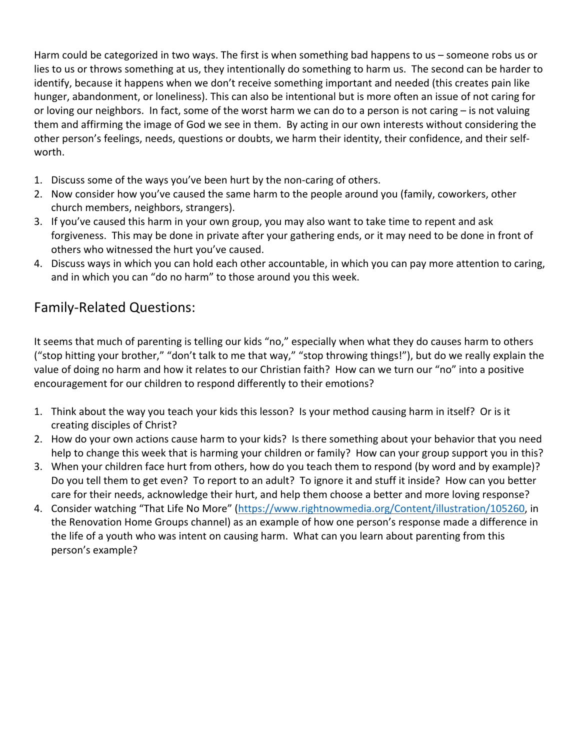Harm could be categorized in two ways. The first is when something bad happens to us – someone robs us or lies to us or throws something at us, they intentionally do something to harm us. The second can be harder to identify, because it happens when we don't receive something important and needed (this creates pain like hunger, abandonment, or loneliness). This can also be intentional but is more often an issue of not caring for or loving our neighbors. In fact, some of the worst harm we can do to a person is not caring – is not valuing them and affirming the image of God we see in them. By acting in our own interests without considering the other person's feelings, needs, questions or doubts, we harm their identity, their confidence, and their self-worth.

1. Discuss some of the ways you've been hurt by the non-caring of others.
2. Now consider how you've caused the same harm to the people around you (family, coworkers, other church members, neighbors, strangers).
3. If you've caused this harm in your own group, you may also want to take time to repent and ask forgiveness. This may be done in private after your gathering ends, or it may need to be done in front of others who witnessed the hurt you've caused.
4. Discuss ways in which you can hold each other accountable, in which you can pay more attention to caring, and in which you can "do no harm" to those around you this week.

## Family-Related Questions:

It seems that much of parenting is telling our kids "no," especially when what they do causes harm to others ("stop hitting your brother," "don't talk to me that way," "stop throwing things!"), but do we really explain the value of doing no harm and how it relates to our Christian faith? How can we turn our "no" into a positive encouragement for our children to respond differently to their emotions?

1. Think about the way you teach your kids this lesson? Is your method causing harm in itself? Or is it creating disciples of Christ?
2. How do your own actions cause harm to your kids? Is there something about your behavior that you need help to change this week that is harming your children or family? How can your group support you in this?
3. When your children face hurt from others, how do you teach them to respond (by word and by example)? Do you tell them to get even? To report to an adult? To ignore it and stuff it inside? How can you better care for their needs, acknowledge their hurt, and help them choose a better and more loving response?
4. Consider watching "That Life No More" (https://www.rightnowmedia.org/Content/illustration/105260, in the Renovation Home Groups channel) as an example of how one person's response made a difference in the life of a youth who was intent on causing harm. What can you learn about parenting from this person's example?